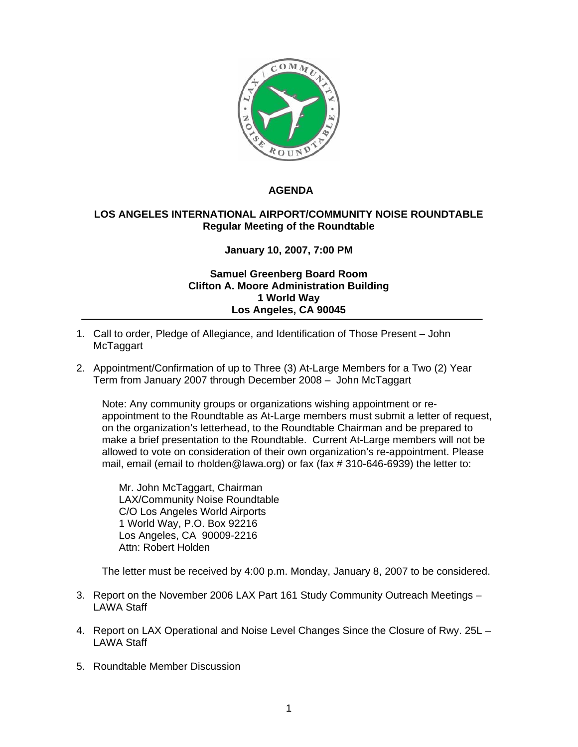# AGENDA

## LOS ANGELES INTERNATIONAL AIRPORT/COMMUNITY NOISE ROUNDTABLE
### Regular Meeting of the Roundtable

**January 10, 2007, 7:00 PM**

**Samuel Greenberg Board Room**
**Clifton A. Moore Administration Building**
**1 World Way**
**Los Angeles, CA 90045**

---

1. Call to order, Pledge of Allegiance, and Identification of Those Present – John McTaggart

2. Appointment/Confirmation of up to Three (3) At-Large Members for a Two (2) Year Term from January 2007 through December 2008 – John McTaggart

   Note: Any community groups or organizations wishing appointment or re-appointment to the Roundtable as At-Large members must submit a letter of request, on the organization's letterhead, to the Roundtable Chairman and be prepared to make a brief presentation to the Roundtable. Current At-Large members will not be allowed to vote on consideration of their own organization's re-appointment. Please mail, email (email to rholden@lawa.org) or fax (fax # 310-646-6939) the letter to:

   Mr. John McTaggart, Chairman
   LAX/Community Noise Roundtable
   C/O Los Angeles World Airports
   1 World Way, P.O. Box 92216
   Los Angeles, CA 90009-2216
   Attn: Robert Holden

   The letter must be received by 4:00 p.m. Monday, January 8, 2007 to be considered.

3. Report on the November 2006 LAX Part 161 Study Community Outreach Meetings – LAWA Staff

4. Report on LAX Operational and Noise Level Changes Since the Closure of Rwy. 25L – LAWA Staff

5. Roundtable Member Discussion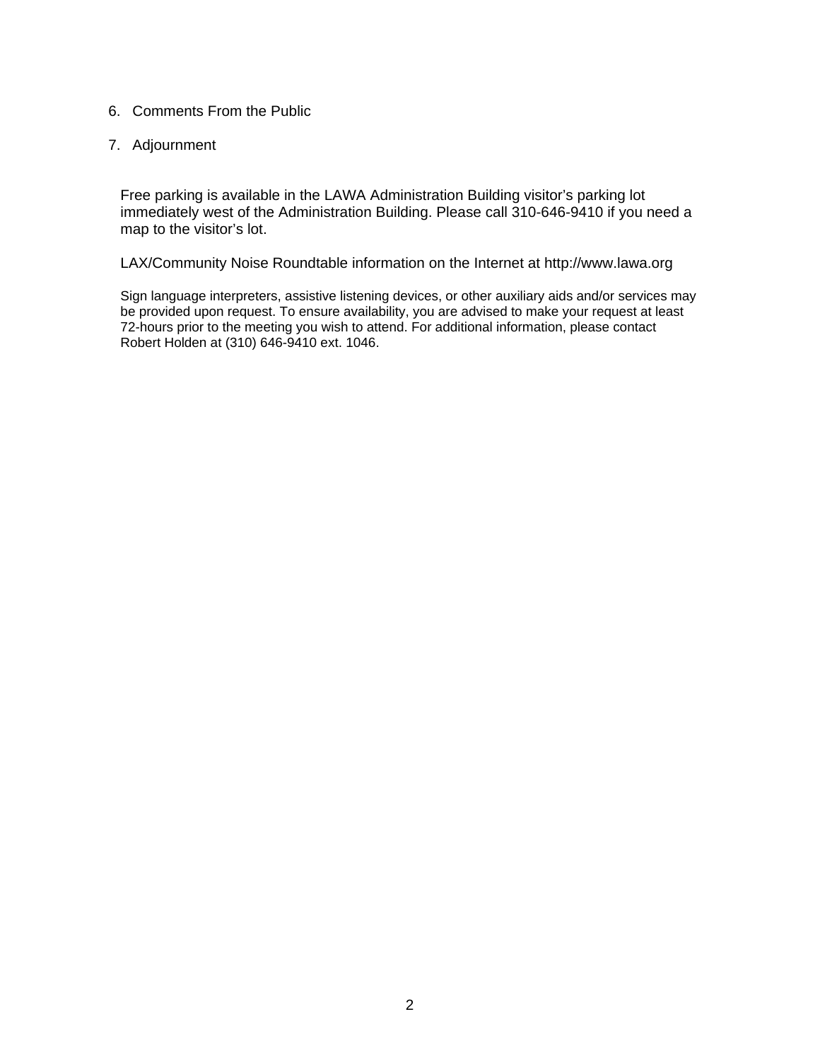6. Comments From the Public

7. Adjournment

Free parking is available in the LAWA Administration Building visitor's parking lot immediately west of the Administration Building. Please call 310-646-9410 if you need a map to the visitor's lot.

LAX/Community Noise Roundtable information on the Internet at http://www.lawa.org

Sign language interpreters, assistive listening devices, or other auxiliary aids and/or services may be provided upon request. To ensure availability, you are advised to make your request at least 72-hours prior to the meeting you wish to attend. For additional information, please contact Robert Holden at (310) 646-9410 ext. 1046.